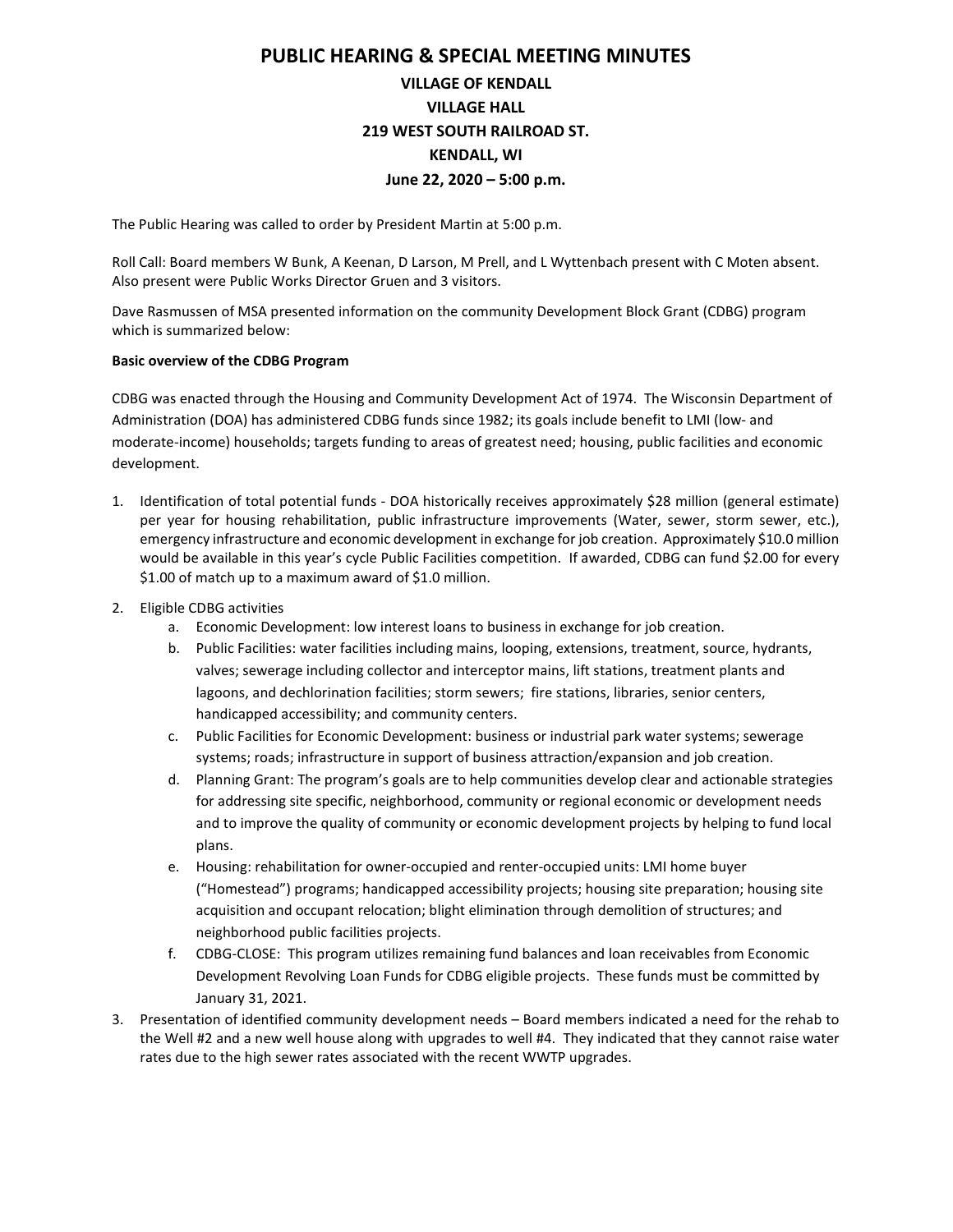# PUBLIC HEARING & SPECIAL MEETING MINUTES

## VILLAGE OF KENDALL
## VILLAGE HALL
## 219 WEST SOUTH RAILROAD ST.
## KENDALL, WI
## June 22, 2020 – 5:00 p.m.

The Public Hearing was called to order by President Martin at 5:00 p.m.

Roll Call: Board members W Bunk, A Keenan, D Larson, M Prell, and L Wyttenbach present with C Moten absent. Also present were Public Works Director Gruen and 3 visitors.

Dave Rasmussen of MSA presented information on the community Development Block Grant (CDBG) program which is summarized below:

**Basic overview of the CDBG Program**

CDBG was enacted through the Housing and Community Development Act of 1974. The Wisconsin Department of Administration (DOA) has administered CDBG funds since 1982; its goals include benefit to LMI (low- and moderate-income) households; targets funding to areas of greatest need; housing, public facilities and economic development.

1. Identification of total potential funds - DOA historically receives approximately $28 million (general estimate) per year for housing rehabilitation, public infrastructure improvements (Water, sewer, storm sewer, etc.), emergency infrastructure and economic development in exchange for job creation. Approximately $10.0 million would be available in this year's cycle Public Facilities competition. If awarded, CDBG can fund $2.00 for every $1.00 of match up to a maximum award of $1.0 million.
2. Eligible CDBG activities
   a. Economic Development: low interest loans to business in exchange for job creation.
   b. Public Facilities: water facilities including mains, looping, extensions, treatment, source, hydrants, valves; sewerage including collector and interceptor mains, lift stations, treatment plants and lagoons, and dechlorination facilities; storm sewers; fire stations, libraries, senior centers, handicapped accessibility; and community centers.
   c. Public Facilities for Economic Development: business or industrial park water systems; sewerage systems; roads; infrastructure in support of business attraction/expansion and job creation.
   d. Planning Grant: The program's goals are to help communities develop clear and actionable strategies for addressing site specific, neighborhood, community or regional economic or development needs and to improve the quality of community or economic development projects by helping to fund local plans.
   e. Housing: rehabilitation for owner-occupied and renter-occupied units: LMI home buyer ("Homestead") programs; handicapped accessibility projects; housing site preparation; housing site acquisition and occupant relocation; blight elimination through demolition of structures; and neighborhood public facilities projects.
   f. CDBG-CLOSE: This program utilizes remaining fund balances and loan receivables from Economic Development Revolving Loan Funds for CDBG eligible projects. These funds must be committed by January 31, 2021.
3. Presentation of identified community development needs – Board members indicated a need for the rehab to the Well #2 and a new well house along with upgrades to well #4. They indicated that they cannot raise water rates due to the high sewer rates associated with the recent WWTP upgrades.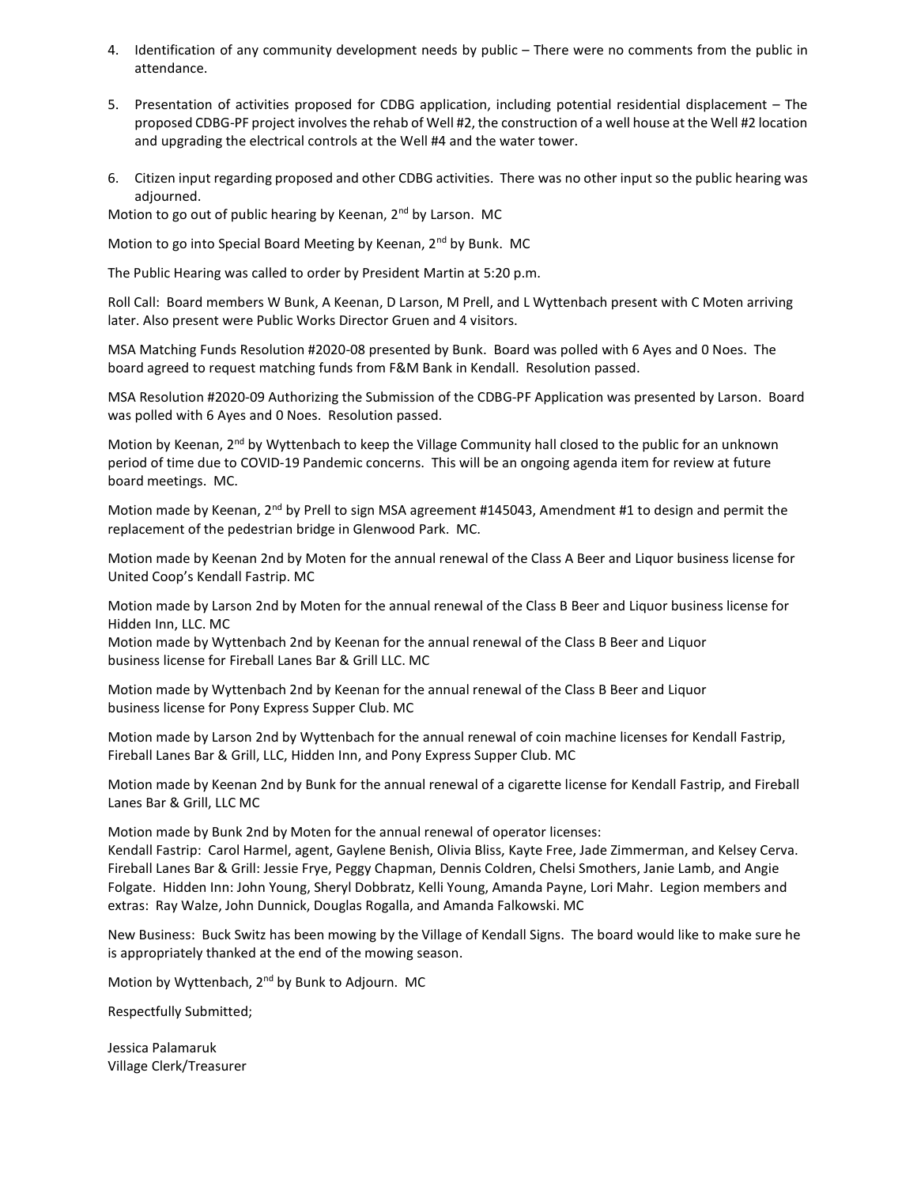4. Identification of any community development needs by public – There were no comments from the public in attendance.

5. Presentation of activities proposed for CDBG application, including potential residential displacement – The proposed CDBG-PF project involves the rehab of Well #2, the construction of a well house at the Well #2 location and upgrading the electrical controls at the Well #4 and the water tower.

6. Citizen input regarding proposed and other CDBG activities. There was no other input so the public hearing was adjourned.

Motion to go out of public hearing by Keenan, 2nd by Larson. MC

Motion to go into Special Board Meeting by Keenan, 2nd by Bunk. MC

The Public Hearing was called to order by President Martin at 5:20 p.m.

Roll Call: Board members W Bunk, A Keenan, D Larson, M Prell, and L Wyttenbach present with C Moten arriving later. Also present were Public Works Director Gruen and 4 visitors.

MSA Matching Funds Resolution #2020-08 presented by Bunk. Board was polled with 6 Ayes and 0 Noes. The board agreed to request matching funds from F&M Bank in Kendall. Resolution passed.

MSA Resolution #2020-09 Authorizing the Submission of the CDBG-PF Application was presented by Larson. Board was polled with 6 Ayes and 0 Noes. Resolution passed.

Motion by Keenan, 2nd by Wyttenbach to keep the Village Community hall closed to the public for an unknown period of time due to COVID-19 Pandemic concerns. This will be an ongoing agenda item for review at future board meetings. MC.

Motion made by Keenan, 2nd by Prell to sign MSA agreement #145043, Amendment #1 to design and permit the replacement of the pedestrian bridge in Glenwood Park. MC.

Motion made by Keenan 2nd by Moten for the annual renewal of the Class A Beer and Liquor business license for United Coop's Kendall Fastrip. MC

Motion made by Larson 2nd by Moten for the annual renewal of the Class B Beer and Liquor business license for Hidden Inn, LLC. MC

Motion made by Wyttenbach 2nd by Keenan for the annual renewal of the Class B Beer and Liquor business license for Fireball Lanes Bar & Grill LLC. MC

Motion made by Wyttenbach 2nd by Keenan for the annual renewal of the Class B Beer and Liquor business license for Pony Express Supper Club. MC

Motion made by Larson 2nd by Wyttenbach for the annual renewal of coin machine licenses for Kendall Fastrip, Fireball Lanes Bar & Grill, LLC, Hidden Inn, and Pony Express Supper Club. MC

Motion made by Keenan 2nd by Bunk for the annual renewal of a cigarette license for Kendall Fastrip, and Fireball Lanes Bar & Grill, LLC MC

Motion made by Bunk 2nd by Moten for the annual renewal of operator licenses:
Kendall Fastrip: Carol Harmel, agent, Gaylene Benish, Olivia Bliss, Kayte Free, Jade Zimmerman, and Kelsey Cerva. Fireball Lanes Bar & Grill: Jessie Frye, Peggy Chapman, Dennis Coldren, Chelsi Smothers, Janie Lamb, and Angie Folgate. Hidden Inn: John Young, Sheryl Dobbratz, Kelli Young, Amanda Payne, Lori Mahr. Legion members and extras: Ray Walze, John Dunnick, Douglas Rogalla, and Amanda Falkowski. MC

New Business: Buck Switz has been mowing by the Village of Kendall Signs. The board would like to make sure he is appropriately thanked at the end of the mowing season.

Motion by Wyttenbach, 2nd by Bunk to Adjourn. MC

Respectfully Submitted;

Jessica Palamaruk
Village Clerk/Treasurer